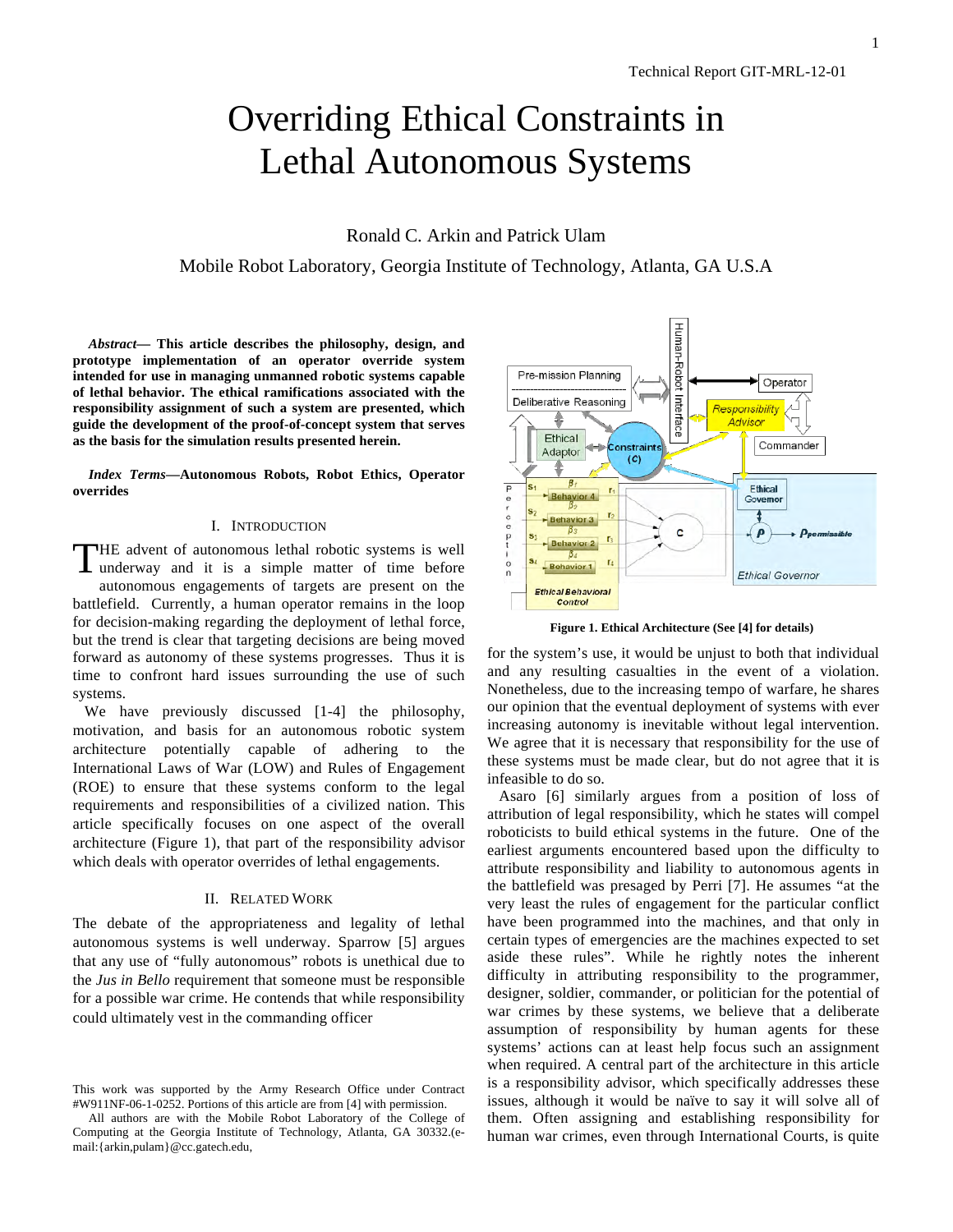Technical Report GIT-MRL-12-01

# Overriding Ethical Constraints in Lethal Autonomous Systems

Ronald C. Arkin and Patrick Ulam

Mobile Robot Laboratory, Georgia Institute of Technology, Atlanta, GA U.S.A

***Abstract*— This article describes the philosophy, design, and prototype implementation of an operator override system intended for use in managing unmanned robotic systems capable of lethal behavior. The ethical ramifications associated with the responsibility assignment of such a system are presented, which guide the development of the proof-of-concept system that serves as the basis for the simulation results presented herein.**

***Index Terms*—Autonomous Robots, Robot Ethics, Operator overrides**

## I. Introduction

The advent of autonomous lethal robotic systems is well underway and it is a simple matter of time before autonomous engagements of targets are present on the battlefield. Currently, a human operator remains in the loop for decision-making regarding the deployment of lethal force, but the trend is clear that targeting decisions are being moved forward as autonomy of these systems progresses. Thus it is time to confront hard issues surrounding the use of such systems.

We have previously discussed [1-4] the philosophy, motivation, and basis for an autonomous robotic system architecture potentially capable of adhering to the International Laws of War (LOW) and Rules of Engagement (ROE) to ensure that these systems conform to the legal requirements and responsibilities of a civilized nation. This article specifically focuses on one aspect of the overall architecture (Figure 1), that part of the responsibility advisor which deals with operator overrides of lethal engagements.

## II. Related Work

The debate of the appropriateness and legality of lethal autonomous systems is well underway. Sparrow [5] argues that any use of "fully autonomous" robots is unethical due to the *Jus in Bello* requirement that someone must be responsible for a possible war crime. He contends that while responsibility could ultimately vest in the commanding officer for the system's use, it would be unjust to both that individual and any resulting casualties in the event of a violation. Nonetheless, due to the increasing tempo of warfare, he shares our opinion that the eventual deployment of systems with ever increasing autonomy is inevitable without legal intervention. We agree that it is necessary that responsibility for the use of these systems must be made clear, but do not agree that it is infeasible to do so.

Asaro [6] similarly argues from a position of loss of attribution of legal responsibility, which he states will compel roboticists to build ethical systems in the future. One of the earliest arguments encountered based upon the difficulty to attribute responsibility and liability to autonomous agents in the battlefield was presaged by Perri [7]. He assumes "at the very least the rules of engagement for the particular conflict have been programmed into the machines, and that only in certain types of emergencies are the machines expected to set aside these rules". While he rightly notes the inherent difficulty in attributing responsibility to the programmer, designer, soldier, commander, or politician for the potential of war crimes by these systems, we believe that a deliberate assumption of responsibility by human agents for these systems' actions can at least help focus such an assignment when required. A central part of the architecture in this article is a responsibility advisor, which specifically addresses these issues, although it would be naïve to say it will solve all of them. Often assigning and establishing responsibility for human war crimes, even through International Courts, is quite

**Figure 1. Ethical Architecture (See [4] for details)**

This work was supported by the Army Research Office under Contract #W911NF-06-1-0252. Portions of this article are from [4] with permission.

All authors are with the Mobile Robot Laboratory of the College of Computing at the Georgia Institute of Technology, Atlanta, GA 30332.(e-mail:{arkin,pulam}@cc.gatech.edu,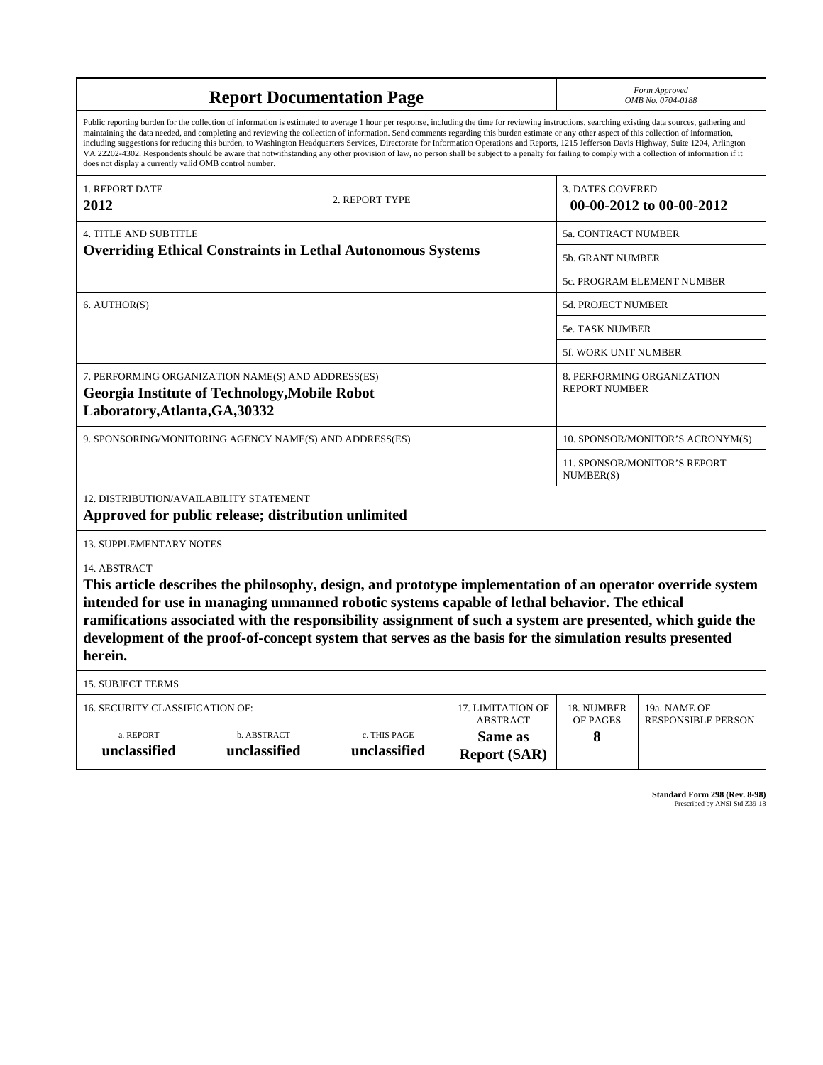# Report Documentation Page

*Form Approved*
*OMB No. 0704-0188*

Public reporting burden for the collection of information is estimated to average 1 hour per response, including the time for reviewing instructions, searching existing data sources, gathering and maintaining the data needed, and completing and reviewing the collection of information. Send comments regarding this burden estimate or any other aspect of this collection of information, including suggestions for reducing this burden, to Washington Headquarters Services, Directorate for Information Operations and Reports, 1215 Jefferson Davis Highway, Suite 1204, Arlington VA 22202-4302. Respondents should be aware that notwithstanding any other provision of law, no person shall be subject to a penalty for failing to comply with a collection of information if it does not display a currently valid OMB control number.

| 1. REPORT DATE | 2. REPORT TYPE | 3. DATES COVERED |
|---|---|---|
| **2012** | | **00-00-2012 to 00-00-2012** |

| 4. TITLE AND SUBTITLE | |
|---|---|
| **Overriding Ethical Constraints in Lethal Autonomous Systems** | 5a. CONTRACT NUMBER |
| | 5b. GRANT NUMBER |
| | 5c. PROGRAM ELEMENT NUMBER |
| 6. AUTHOR(S) | 5d. PROJECT NUMBER |
| | 5e. TASK NUMBER |
| | 5f. WORK UNIT NUMBER |
| 7. PERFORMING ORGANIZATION NAME(S) AND ADDRESS(ES) **Georgia Institute of Technology,Mobile Robot Laboratory,Atlanta,GA,30332** | 8. PERFORMING ORGANIZATION REPORT NUMBER |
| 9. SPONSORING/MONITORING AGENCY NAME(S) AND ADDRESS(ES) | 10. SPONSOR/MONITOR'S ACRONYM(S) |
| | 11. SPONSOR/MONITOR'S REPORT NUMBER(S) |

12. DISTRIBUTION/AVAILABILITY STATEMENT

**Approved for public release; distribution unlimited**

13. SUPPLEMENTARY NOTES

14. ABSTRACT

**This article describes the philosophy, design, and prototype implementation of an operator override system intended for use in managing unmanned robotic systems capable of lethal behavior. The ethical ramifications associated with the responsibility assignment of such a system are presented, which guide the development of the proof-of-concept system that serves as the basis for the simulation results presented herein.**

15. SUBJECT TERMS

| 16. SECURITY CLASSIFICATION OF: | | | 17. LIMITATION OF ABSTRACT | 18. NUMBER OF PAGES | 19a. NAME OF RESPONSIBLE PERSON |
|---|---|---|---|---|---|
| a. REPORT | b. ABSTRACT | c. THIS PAGE | | | |
| **unclassified** | **unclassified** | **unclassified** | **Same as Report (SAR)** | **8** | |

**Standard Form 298 (Rev. 8-98)**
Prescribed by ANSI Std Z39-18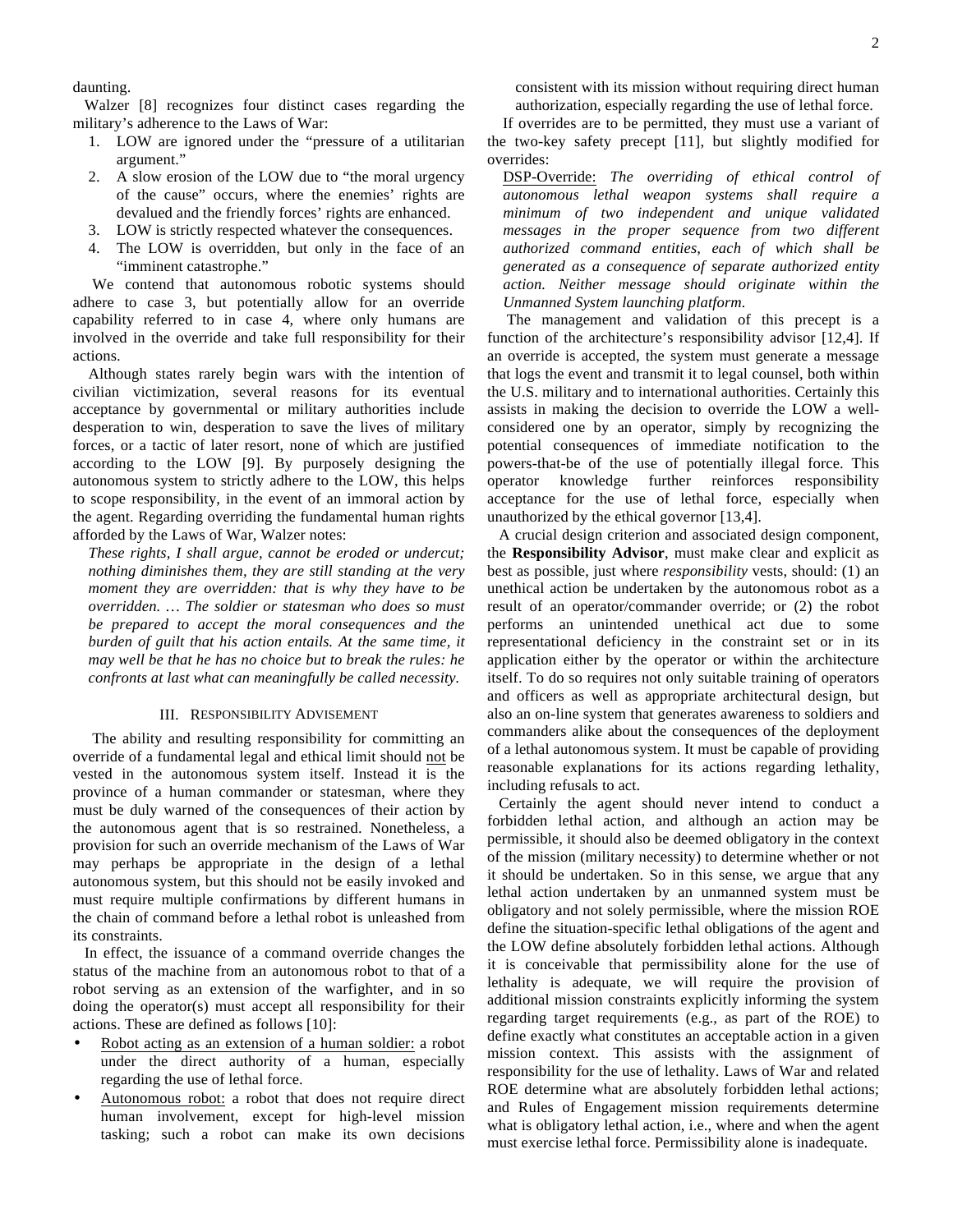daunting.

Walzer [8] recognizes four distinct cases regarding the military's adherence to the Laws of War:

1. LOW are ignored under the "pressure of a utilitarian argument."
2. A slow erosion of the LOW due to "the moral urgency of the cause" occurs, where the enemies' rights are devalued and the friendly forces' rights are enhanced.
3. LOW is strictly respected whatever the consequences.
4. The LOW is overridden, but only in the face of an "imminent catastrophe."

We contend that autonomous robotic systems should adhere to case 3, but potentially allow for an override capability referred to in case 4, where only humans are involved in the override and take full responsibility for their actions.

Although states rarely begin wars with the intention of civilian victimization, several reasons for its eventual acceptance by governmental or military authorities include desperation to win, desperation to save the lives of military forces, or a tactic of later resort, none of which are justified according to the LOW [9]. By purposely designing the autonomous system to strictly adhere to the LOW, this helps to scope responsibility, in the event of an immoral action by the agent. Regarding overriding the fundamental human rights afforded by the Laws of War, Walzer notes:

> *These rights, I shall argue, cannot be eroded or undercut; nothing diminishes them, they are still standing at the very moment they are overridden: that is why they have to be overridden. … The soldier or statesman who does so must be prepared to accept the moral consequences and the burden of guilt that his action entails. At the same time, it may well be that he has no choice but to break the rules: he confronts at last what can meaningfully be called necessity.*

## III. Responsibility Advisement

The ability and resulting responsibility for committing an override of a fundamental legal and ethical limit should not be vested in the autonomous system itself. Instead it is the province of a human commander or statesman, where they must be duly warned of the consequences of their action by the autonomous agent that is so restrained. Nonetheless, a provision for such an override mechanism of the Laws of War may perhaps be appropriate in the design of a lethal autonomous system, but this should not be easily invoked and must require multiple confirmations by different humans in the chain of command before a lethal robot is unleashed from its constraints.

In effect, the issuance of a command override changes the status of the machine from an autonomous robot to that of a robot serving as an extension of the warfighter, and in so doing the operator(s) must accept all responsibility for their actions. These are defined as follows [10]:

- Robot acting as an extension of a human soldier: a robot under the direct authority of a human, especially regarding the use of lethal force.
- Autonomous robot: a robot that does not require direct human involvement, except for high-level mission tasking; such a robot can make its own decisions consistent with its mission without requiring direct human authorization, especially regarding the use of lethal force.

If overrides are to be permitted, they must use a variant of the two-key safety precept [11], but slightly modified for overrides:

> DSP-Override: *The overriding of ethical control of autonomous lethal weapon systems shall require a minimum of two independent and unique validated messages in the proper sequence from two different authorized command entities, each of which shall be generated as a consequence of separate authorized entity action. Neither message should originate within the Unmanned System launching platform.*

The management and validation of this precept is a function of the architecture's responsibility advisor [12,4]. If an override is accepted, the system must generate a message that logs the event and transmit it to legal counsel, both within the U.S. military and to international authorities. Certainly this assists in making the decision to override the LOW a well-considered one by an operator, simply by recognizing the potential consequences of immediate notification to the powers-that-be of the use of potentially illegal force. This operator knowledge further reinforces responsibility acceptance for the use of lethal force, especially when unauthorized by the ethical governor [13,4].

A crucial design criterion and associated design component, the **Responsibility Advisor**, must make clear and explicit as best as possible, just where *responsibility* vests, should: (1) an unethical action be undertaken by the autonomous robot as a result of an operator/commander override; or (2) the robot performs an unintended unethical act due to some representational deficiency in the constraint set or in its application either by the operator or within the architecture itself. To do so requires not only suitable training of operators and officers as well as appropriate architectural design, but also an on-line system that generates awareness to soldiers and commanders alike about the consequences of the deployment of a lethal autonomous system. It must be capable of providing reasonable explanations for its actions regarding lethality, including refusals to act.

Certainly the agent should never intend to conduct a forbidden lethal action, and although an action may be permissible, it should also be deemed obligatory in the context of the mission (military necessity) to determine whether or not it should be undertaken. So in this sense, we argue that any lethal action undertaken by an unmanned system must be obligatory and not solely permissible, where the mission ROE define the situation-specific lethal obligations of the agent and the LOW define absolutely forbidden lethal actions. Although it is conceivable that permissibility alone for the use of lethality is adequate, we will require the provision of additional mission constraints explicitly informing the system regarding target requirements (e.g., as part of the ROE) to define exactly what constitutes an acceptable action in a given mission context. This assists with the assignment of responsibility for the use of lethality. Laws of War and related ROE determine what are absolutely forbidden lethal actions; and Rules of Engagement mission requirements determine what is obligatory lethal action, i.e., where and when the agent must exercise lethal force. Permissibility alone is inadequate.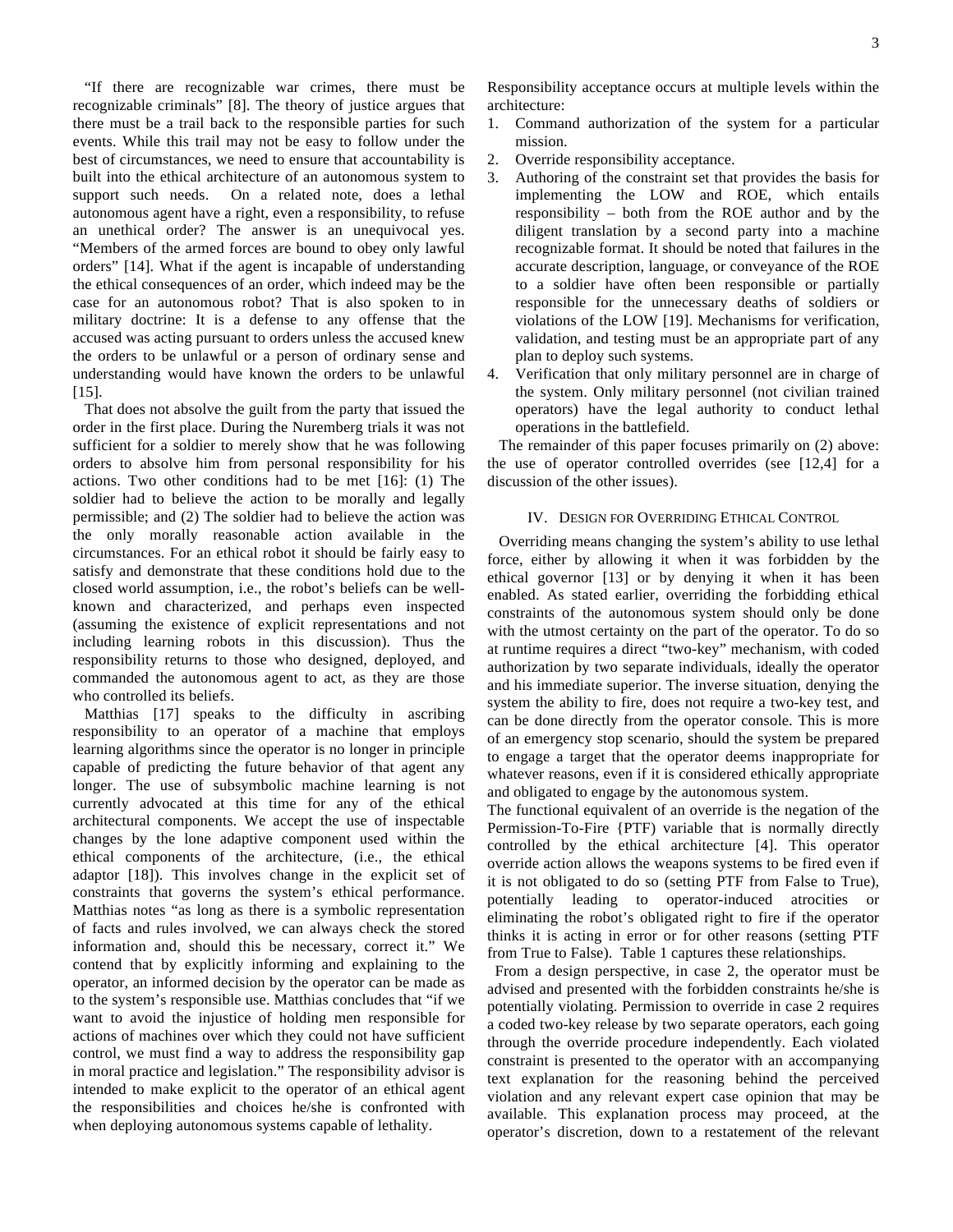"If there are recognizable war crimes, there must be recognizable criminals" [8]. The theory of justice argues that there must be a trail back to the responsible parties for such events. While this trail may not be easy to follow under the best of circumstances, we need to ensure that accountability is built into the ethical architecture of an autonomous system to support such needs. On a related note, does a lethal autonomous agent have a right, even a responsibility, to refuse an unethical order? The answer is an unequivocal yes. "Members of the armed forces are bound to obey only lawful orders" [14]. What if the agent is incapable of understanding the ethical consequences of an order, which indeed may be the case for an autonomous robot? That is also spoken to in military doctrine: It is a defense to any offense that the accused was acting pursuant to orders unless the accused knew the orders to be unlawful or a person of ordinary sense and understanding would have known the orders to be unlawful [15].

That does not absolve the guilt from the party that issued the order in the first place. During the Nuremberg trials it was not sufficient for a soldier to merely show that he was following orders to absolve him from personal responsibility for his actions. Two other conditions had to be met [16]: (1) The soldier had to believe the action to be morally and legally permissible; and (2) The soldier had to believe the action was the only morally reasonable action available in the circumstances. For an ethical robot it should be fairly easy to satisfy and demonstrate that these conditions hold due to the closed world assumption, i.e., the robot's beliefs can be well-known and characterized, and perhaps even inspected (assuming the existence of explicit representations and not including learning robots in this discussion). Thus the responsibility returns to those who designed, deployed, and commanded the autonomous agent to act, as they are those who controlled its beliefs.

Matthias [17] speaks to the difficulty in ascribing responsibility to an operator of a machine that employs learning algorithms since the operator is no longer in principle capable of predicting the future behavior of that agent any longer. The use of subsymbolic machine learning is not currently advocated at this time for any of the ethical architectural components. We accept the use of inspectable changes by the lone adaptive component used within the ethical components of the architecture, (i.e., the ethical adaptor [18]). This involves change in the explicit set of constraints that governs the system's ethical performance. Matthias notes "as long as there is a symbolic representation of facts and rules involved, we can always check the stored information and, should this be necessary, correct it." We contend that by explicitly informing and explaining to the operator, an informed decision by the operator can be made as to the system's responsible use. Matthias concludes that "if we want to avoid the injustice of holding men responsible for actions of machines over which they could not have sufficient control, we must find a way to address the responsibility gap in moral practice and legislation." The responsibility advisor is intended to make explicit to the operator of an ethical agent the responsibilities and choices he/she is confronted with when deploying autonomous systems capable of lethality.

Responsibility acceptance occurs at multiple levels within the architecture:

1. Command authorization of the system for a particular mission.
2. Override responsibility acceptance.
3. Authoring of the constraint set that provides the basis for implementing the LOW and ROE, which entails responsibility – both from the ROE author and by the diligent translation by a second party into a machine recognizable format. It should be noted that failures in the accurate description, language, or conveyance of the ROE to a soldier have often been responsible or partially responsible for the unnecessary deaths of soldiers or violations of the LOW [19]. Mechanisms for verification, validation, and testing must be an appropriate part of any plan to deploy such systems.
4. Verification that only military personnel are in charge of the system. Only military personnel (not civilian trained operators) have the legal authority to conduct lethal operations in the battlefield.

The remainder of this paper focuses primarily on (2) above: the use of operator controlled overrides (see [12,4] for a discussion of the other issues).

## IV. Design for Overriding Ethical Control

Overriding means changing the system's ability to use lethal force, either by allowing it when it was forbidden by the ethical governor [13] or by denying it when it has been enabled. As stated earlier, overriding the forbidding ethical constraints of the autonomous system should only be done with the utmost certainty on the part of the operator. To do so at runtime requires a direct "two-key" mechanism, with coded authorization by two separate individuals, ideally the operator and his immediate superior. The inverse situation, denying the system the ability to fire, does not require a two-key test, and can be done directly from the operator console. This is more of an emergency stop scenario, should the system be prepared to engage a target that the operator deems inappropriate for whatever reasons, even if it is considered ethically appropriate and obligated to engage by the autonomous system.

The functional equivalent of an override is the negation of the Permission-To-Fire {PTF) variable that is normally directly controlled by the ethical architecture [4]. This operator override action allows the weapons systems to be fired even if it is not obligated to do so (setting PTF from False to True), potentially leading to operator-induced atrocities or eliminating the robot's obligated right to fire if the operator thinks it is acting in error or for other reasons (setting PTF from True to False). Table 1 captures these relationships.

From a design perspective, in case 2, the operator must be advised and presented with the forbidden constraints he/she is potentially violating. Permission to override in case 2 requires a coded two-key release by two separate operators, each going through the override procedure independently. Each violated constraint is presented to the operator with an accompanying text explanation for the reasoning behind the perceived violation and any relevant expert case opinion that may be available. This explanation process may proceed, at the operator's discretion, down to a restatement of the relevant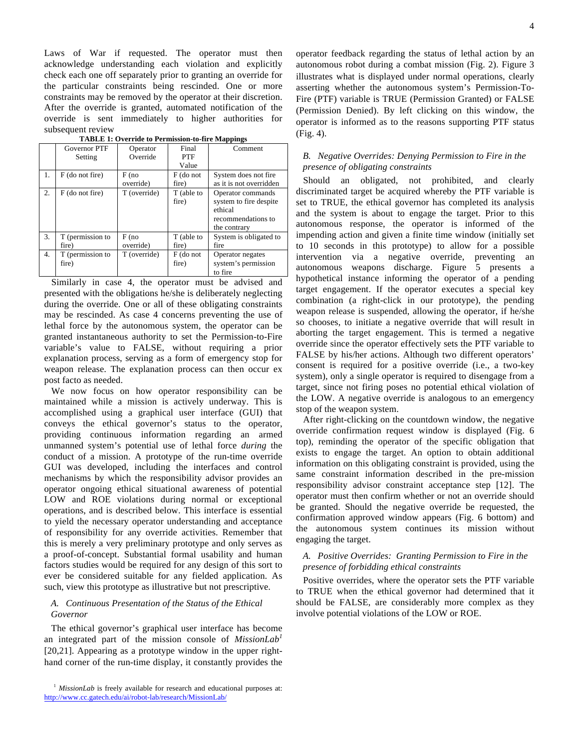Laws of War if requested. The operator must then acknowledge understanding each violation and explicitly check each one off separately prior to granting an override for the particular constraints being rescinded. One or more constraints may be removed by the operator at their discretion. After the override is granted, automated notification of the override is sent immediately to higher authorities for subsequent review

**TABLE 1: Override to Permission-to-fire Mappings**

| | Governor PTF Setting | Operator Override | Final PTF Value | Comment |
|---|---|---|---|---|
| 1. | F (do not fire) | F (no override) | F (do not fire) | System does not fire as it is not overridden |
| 2. | F (do not fire) | T (override) | T (able to fire) | Operator commands system to fire despite ethical recommendations to the contrary |
| 3. | T (permission to fire) | F (no override) | T (able to fire) | System is obligated to fire |
| 4. | T (permission to fire) | T (override) | F (do not fire) | Operator negates system's permission to fire |

Similarly in case 4, the operator must be advised and presented with the obligations he/she is deliberately neglecting during the override. One or all of these obligating constraints may be rescinded. As case 4 concerns preventing the use of lethal force by the autonomous system, the operator can be granted instantaneous authority to set the Permission-to-Fire variable's value to FALSE, without requiring a prior explanation process, serving as a form of emergency stop for weapon release. The explanation process can then occur ex post facto as needed.

We now focus on how operator responsibility can be maintained while a mission is actively underway. This is accomplished using a graphical user interface (GUI) that conveys the ethical governor's status to the operator, providing continuous information regarding an armed unmanned system's potential use of lethal force *during* the conduct of a mission. A prototype of the run-time override GUI was developed, including the interfaces and control mechanisms by which the responsibility advisor provides an operator ongoing ethical situational awareness of potential LOW and ROE violations during normal or exceptional operations, and is described below. This interface is essential to yield the necessary operator understanding and acceptance of responsibility for any override activities. Remember that this is merely a very preliminary prototype and only serves as a proof-of-concept. Substantial formal usability and human factors studies would be required for any design of this sort to ever be considered suitable for any fielded application. As such, view this prototype as illustrative but not prescriptive.

### *A. Continuous Presentation of the Status of the Ethical Governor*

The ethical governor's graphical user interface has become an integrated part of the mission console of *MissionLab*[1] [20,21]. Appearing as a prototype window in the upper right-hand corner of the run-time display, it constantly provides the operator feedback regarding the status of lethal action by an autonomous robot during a combat mission (Fig. 2). Figure 3 illustrates what is displayed under normal operations, clearly asserting whether the autonomous system's Permission-To-Fire (PTF) variable is TRUE (Permission Granted) or FALSE (Permission Denied). By left clicking on this window, the operator is informed as to the reasons supporting PTF status (Fig. 4).

### *B. Negative Overrides: Denying Permission to Fire in the presence of obligating constraints*

Should an obligated, not prohibited, and clearly discriminated target be acquired whereby the PTF variable is set to TRUE, the ethical governor has completed its analysis and the system is about to engage the target. Prior to this autonomous response, the operator is informed of the impending action and given a finite time window (initially set to 10 seconds in this prototype) to allow for a possible intervention via a negative override, preventing an autonomous weapons discharge. Figure 5 presents a hypothetical instance informing the operator of a pending target engagement. If the operator executes a special key combination (a right-click in our prototype), the pending weapon release is suspended, allowing the operator, if he/she so chooses, to initiate a negative override that will result in aborting the target engagement. This is termed a negative override since the operator effectively sets the PTF variable to FALSE by his/her actions. Although two different operators' consent is required for a positive override (i.e., a two-key system), only a single operator is required to disengage from a target, since not firing poses no potential ethical violation of the LOW. A negative override is analogous to an emergency stop of the weapon system.

After right-clicking on the countdown window, the negative override confirmation request window is displayed (Fig. 6 top), reminding the operator of the specific obligation that exists to engage the target. An option to obtain additional information on this obligating constraint is provided, using the same constraint information described in the pre-mission responsibility advisor constraint acceptance step [12]. The operator must then confirm whether or not an override should be granted. Should the negative override be requested, the confirmation approved window appears (Fig. 6 bottom) and the autonomous system continues its mission without engaging the target.

### *A. Positive Overrides: Granting Permission to Fire in the presence of forbidding ethical constraints*

Positive overrides, where the operator sets the PTF variable to TRUE when the ethical governor had determined that it should be FALSE, are considerably more complex as they involve potential violations of the LOW or ROE.

[1] *MissionLab* is freely available for research and educational purposes at: http://www.cc.gatech.edu/ai/robot-lab/research/MissionLab/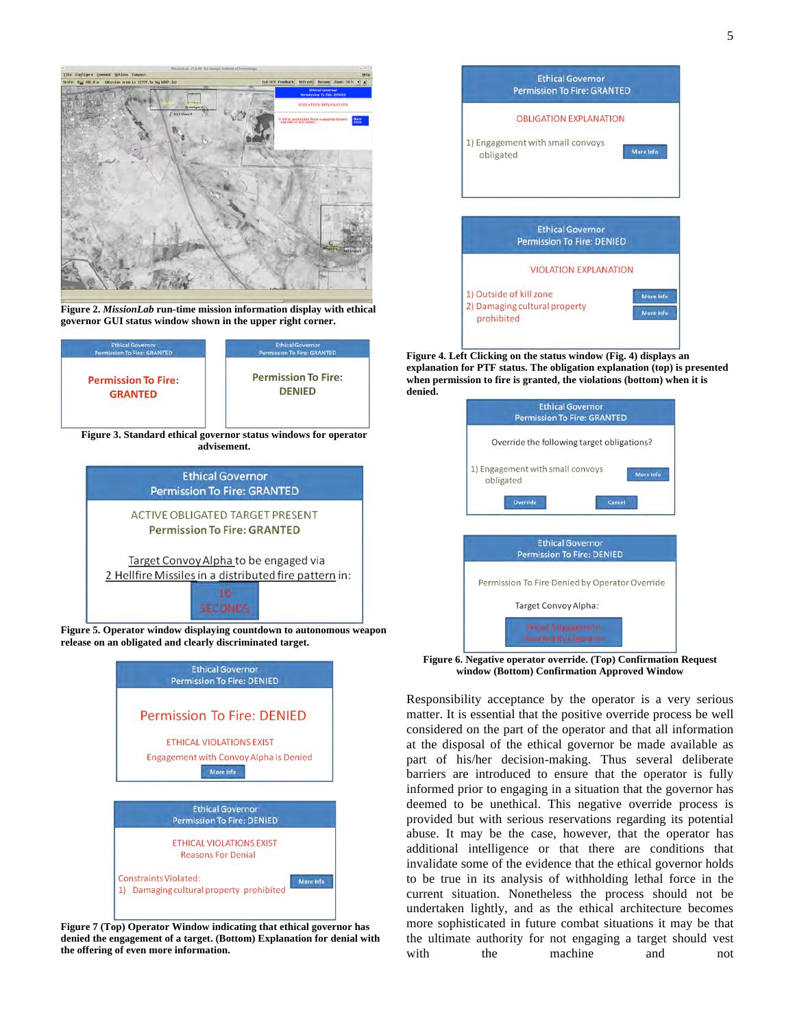**Figure 2. *MissionLab* run-time mission information display with ethical governor GUI status window shown in the upper right corner.**

**Figure 3. Standard ethical governor status windows for operator advisement.**

**Figure 5. Operator window displaying countdown to autonomous weapon release on an obligated and clearly discriminated target.**

**Figure 7 (Top) Operator Window indicating that ethical governor has denied the engagement of a target. (Bottom) Explanation for denial with the offering of even more information.**

**Figure 4. Left Clicking on the status window (Fig. 4) displays an explanation for PTF status. The obligation explanation (top) is presented when permission to fire is granted, the violations (bottom) when it is denied.**

**Figure 6. Negative operator override. (Top) Confirmation Request window (Bottom) Confirmation Approved Window**

Responsibility acceptance by the operator is a very serious matter. It is essential that the positive override process be well considered on the part of the operator and that all information at the disposal of the ethical governor be made available as part of his/her decision-making. Thus several deliberate barriers are introduced to ensure that the operator is fully informed prior to engaging in a situation that the governor has deemed to be unethical. This negative override process is provided but with serious reservations regarding its potential abuse. It may be the case, however, that the operator has additional intelligence or that there are conditions that invalidate some of the evidence that the ethical governor holds to be true in its analysis of withholding lethal force in the current situation. Nonetheless the process should not be undertaken lightly, and as the ethical architecture becomes more sophisticated in future combat situations it may be that the ultimate authority for not engaging a target should vest with the machine and not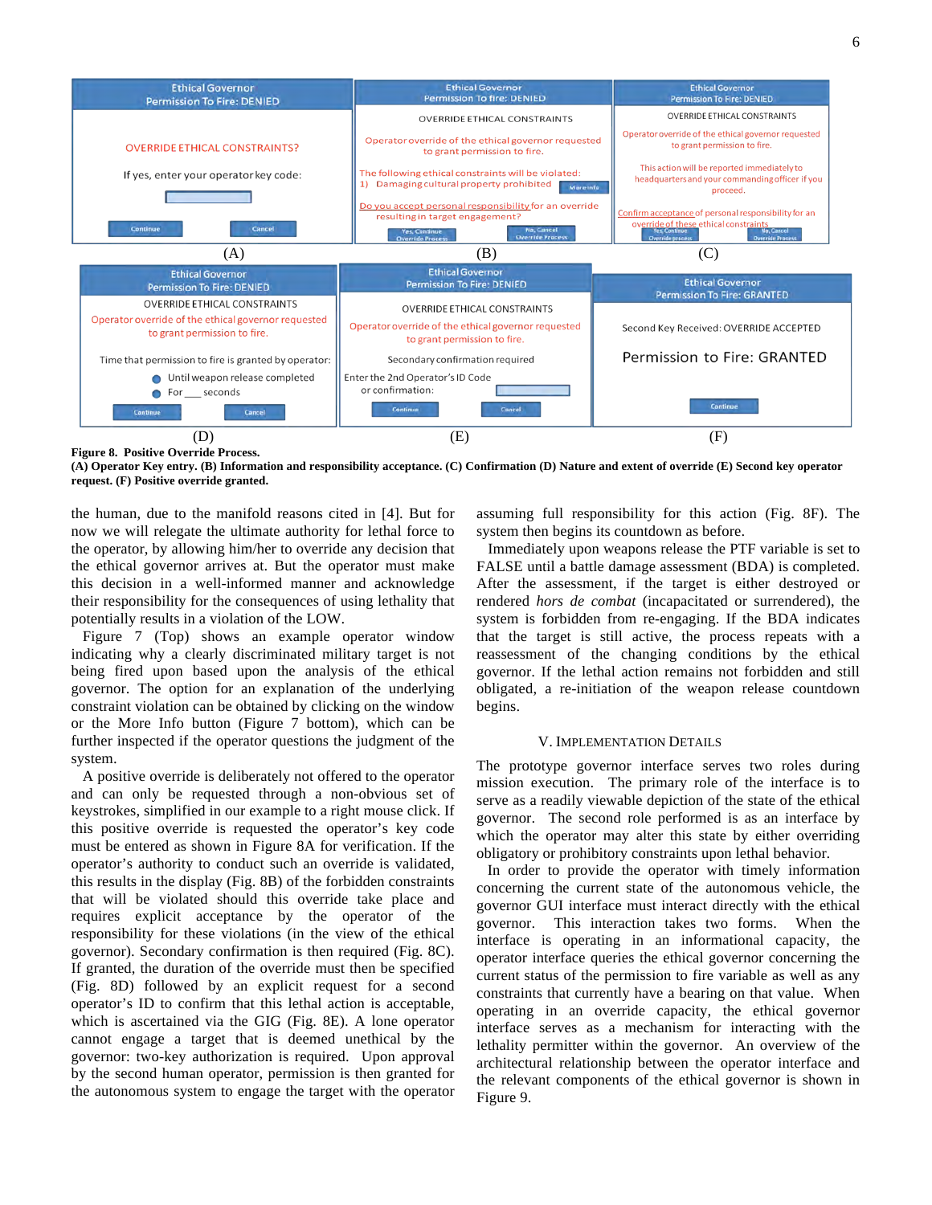**Figure 8. Positive Override Process.**
**(A) Operator Key entry. (B) Information and responsibility acceptance. (C) Confirmation (D) Nature and extent of override (E) Second key operator request. (F) Positive override granted.**

the human, due to the manifold reasons cited in [4]. But for now we will relegate the ultimate authority for lethal force to the operator, by allowing him/her to override any decision that the ethical governor arrives at. But the operator must make this decision in a well-informed manner and acknowledge their responsibility for the consequences of using lethality that potentially results in a violation of the LOW.

Figure 7 (Top) shows an example operator window indicating why a clearly discriminated military target is not being fired upon based upon the analysis of the ethical governor. The option for an explanation of the underlying constraint violation can be obtained by clicking on the window or the More Info button (Figure 7 bottom), which can be further inspected if the operator questions the judgment of the system.

A positive override is deliberately not offered to the operator and can only be requested through a non-obvious set of keystrokes, simplified in our example to a right mouse click. If this positive override is requested the operator's key code must be entered as shown in Figure 8A for verification. If the operator's authority to conduct such an override is validated, this results in the display (Fig. 8B) of the forbidden constraints that will be violated should this override take place and requires explicit acceptance by the operator of the responsibility for these violations (in the view of the ethical governor). Secondary confirmation is then required (Fig. 8C). If granted, the duration of the override must then be specified (Fig. 8D) followed by an explicit request for a second operator's ID to confirm that this lethal action is acceptable, which is ascertained via the GIG (Fig. 8E). A lone operator cannot engage a target that is deemed unethical by the governor: two-key authorization is required. Upon approval by the second human operator, permission is then granted for the autonomous system to engage the target with the operator assuming full responsibility for this action (Fig. 8F). The system then begins its countdown as before.

Immediately upon weapons release the PTF variable is set to FALSE until a battle damage assessment (BDA) is completed. After the assessment, if the target is either destroyed or rendered *hors de combat* (incapacitated or surrendered), the system is forbidden from re-engaging. If the BDA indicates that the target is still active, the process repeats with a reassessment of the changing conditions by the ethical governor. If the lethal action remains not forbidden and still obligated, a re-initiation of the weapon release countdown begins.

## V. Implementation Details

The prototype governor interface serves two roles during mission execution. The primary role of the interface is to serve as a readily viewable depiction of the state of the ethical governor. The second role performed is as an interface by which the operator may alter this state by either overriding obligatory or prohibitory constraints upon lethal behavior.

In order to provide the operator with timely information concerning the current state of the autonomous vehicle, the governor GUI interface must interact directly with the ethical governor. This interaction takes two forms. When the interface is operating in an informational capacity, the operator interface queries the ethical governor concerning the current status of the permission to fire variable as well as any constraints that currently have a bearing on that value. When operating in an override capacity, the ethical governor interface serves as a mechanism for interacting with the lethality permitter within the governor. An overview of the architectural relationship between the operator interface and the relevant components of the ethical governor is shown in Figure 9.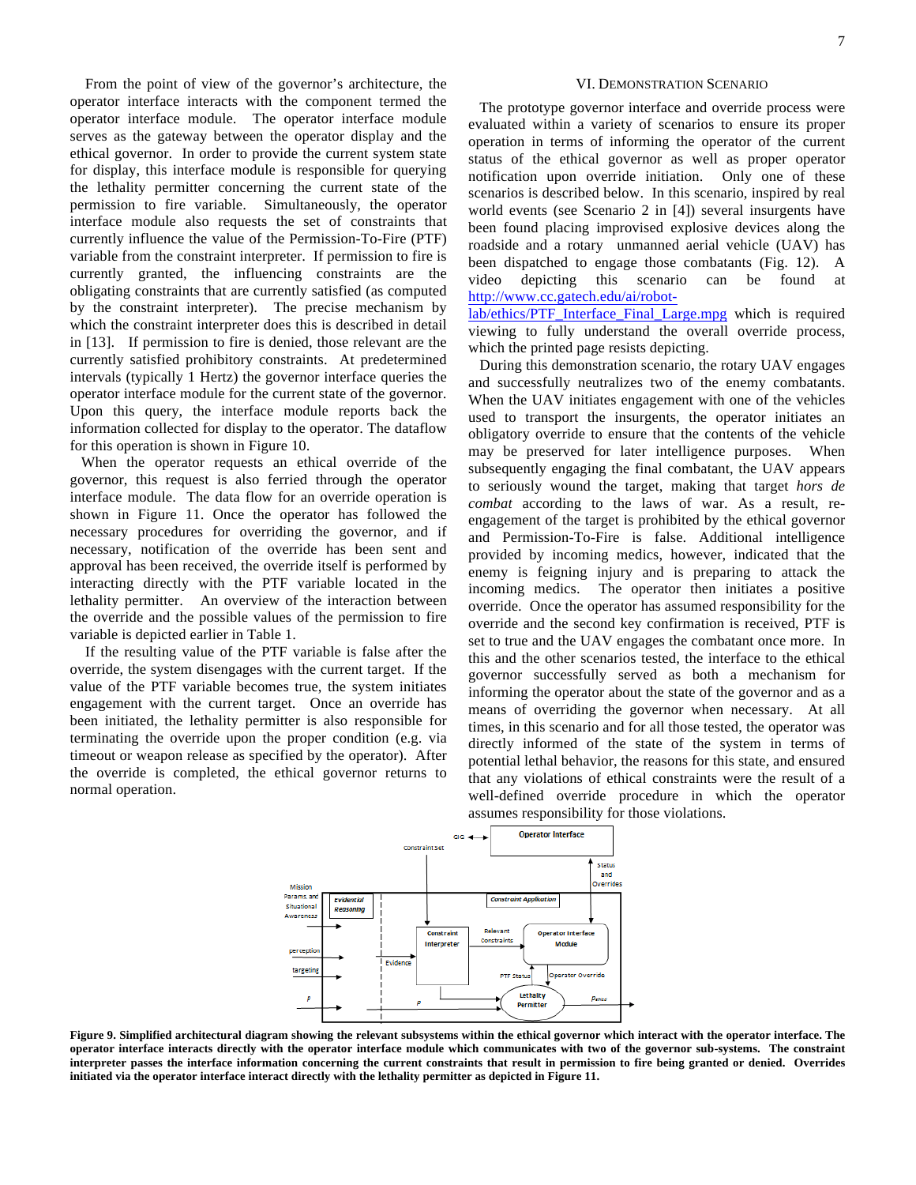From the point of view of the governor's architecture, the operator interface interacts with the component termed the operator interface module. The operator interface module serves as the gateway between the operator display and the ethical governor. In order to provide the current system state for display, this interface module is responsible for querying the lethality permitter concerning the current state of the permission to fire variable. Simultaneously, the operator interface module also requests the set of constraints that currently influence the value of the Permission-To-Fire (PTF) variable from the constraint interpreter. If permission to fire is currently granted, the influencing constraints are the obligating constraints that are currently satisfied (as computed by the constraint interpreter). The precise mechanism by which the constraint interpreter does this is described in detail in [13]. If permission to fire is denied, those relevant are the currently satisfied prohibitory constraints. At predetermined intervals (typically 1 Hertz) the governor interface queries the operator interface module for the current state of the governor. Upon this query, the interface module reports back the information collected for display to the operator. The dataflow for this operation is shown in Figure 10.

When the operator requests an ethical override of the governor, this request is also ferried through the operator interface module. The data flow for an override operation is shown in Figure 11. Once the operator has followed the necessary procedures for overriding the governor, and if necessary, notification of the override has been sent and approval has been received, the override itself is performed by interacting directly with the PTF variable located in the lethality permitter. An overview of the interaction between the override and the possible values of the permission to fire variable is depicted earlier in Table 1.

If the resulting value of the PTF variable is false after the override, the system disengages with the current target. If the value of the PTF variable becomes true, the system initiates engagement with the current target. Once an override has been initiated, the lethality permitter is also responsible for terminating the override upon the proper condition (e.g. via timeout or weapon release as specified by the operator). After the override is completed, the ethical governor returns to normal operation.

## VI. Demonstration Scenario

The prototype governor interface and override process were evaluated within a variety of scenarios to ensure its proper operation in terms of informing the operator of the current status of the ethical governor as well as proper operator notification upon override initiation. Only one of these scenarios is described below. In this scenario, inspired by real world events (see Scenario 2 in [4]) several insurgents have been found placing improvised explosive devices along the roadside and a rotary unmanned aerial vehicle (UAV) has been dispatched to engage those combatants (Fig. 12). A video depicting this scenario can be found at http://www.cc.gatech.edu/ai/robot-lab/ethics/PTF_Interface_Final_Large.mpg which is required viewing to fully understand the overall override process, which the printed page resists depicting.

During this demonstration scenario, the rotary UAV engages and successfully neutralizes two of the enemy combatants. When the UAV initiates engagement with one of the vehicles used to transport the insurgents, the operator initiates an obligatory override to ensure that the contents of the vehicle may be preserved for later intelligence purposes. When subsequently engaging the final combatant, the UAV appears to seriously wound the target, making that target *hors de combat* according to the laws of war. As a result, re-engagement of the target is prohibited by the ethical governor and Permission-To-Fire is false. Additional intelligence provided by incoming medics, however, indicated that the enemy is feigning injury and is preparing to attack the incoming medics. The operator then initiates a positive override. Once the operator has assumed responsibility for the override and the second key confirmation is received, PTF is set to true and the UAV engages the combatant once more. In this and the other scenarios tested, the interface to the ethical governor successfully served as both a mechanism for informing the operator about the state of the governor and as a means of overriding the governor when necessary. At all times, in this scenario and for all those tested, the operator was directly informed of the state of the system in terms of potential lethal behavior, the reasons for this state, and ensured that any violations of ethical constraints were the result of a well-defined override procedure in which the operator assumes responsibility for those violations.

**Figure 9. Simplified architectural diagram showing the relevant subsystems within the ethical governor which interact with the operator interface. The operator interface interacts directly with the operator interface module which communicates with two of the governor sub-systems. The constraint interpreter passes the interface information concerning the current constraints that result in permission to fire being granted or denied. Overrides initiated via the operator interface interact directly with the lethality permitter as depicted in Figure 11.**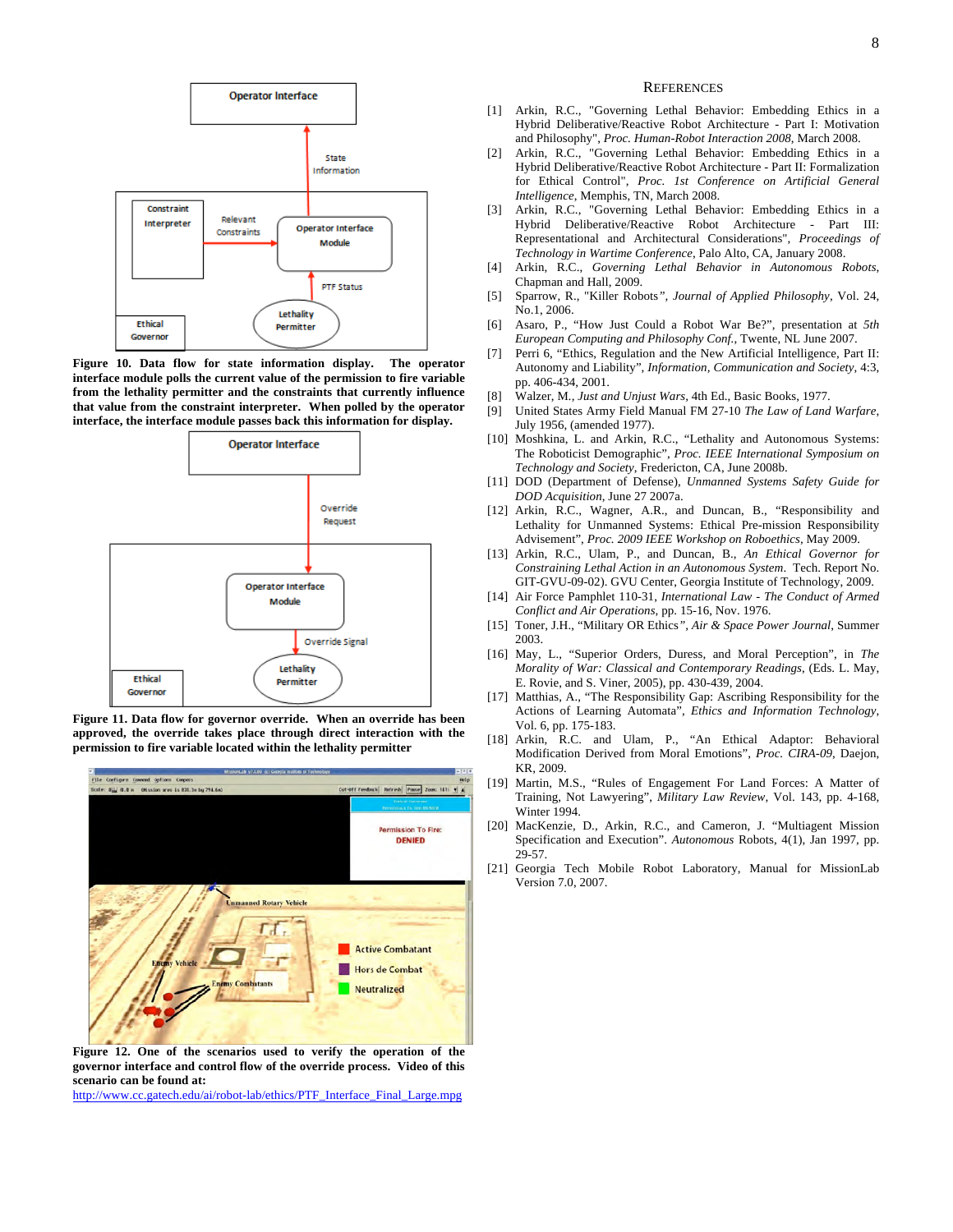Operator Interface

State Information

Constraint Interpreter

Relevant Constraints

Operator Interface Module

PTF Status

Lethality Permitter

Ethical Governor

**Figure 10. Data flow for state information display. The operator interface module polls the current value of the permission to fire variable from the lethality permitter and the constraints that currently influence that value from the constraint interpreter. When polled by the operator interface, the interface module passes back this information for display.**

Operator Interface

Override Request

Operator Interface Module

Override Signal

Lethality Permitter

Ethical Governor

**Figure 11. Data flow for governor override. When an override has been approved, the override takes place through direct interaction with the permission to fire variable located within the lethality permitter**

Permission To Fire: DENIED

Unmanned Rotary Vehicle

Enemy Vehicle

Enemy Combatants

Active Combatant

Hors de Combat

Neutralized

**Figure 12. One of the scenarios used to verify the operation of the governor interface and control flow of the override process. Video of this scenario can be found at:**
http://www.cc.gatech.edu/ai/robot-lab/ethics/PTF_Interface_Final_Large.mpg

## References

[1] Arkin, R.C., "Governing Lethal Behavior: Embedding Ethics in a Hybrid Deliberative/Reactive Robot Architecture - Part I: Motivation and Philosophy", *Proc. Human-Robot Interaction 2008*, March 2008.

[2] Arkin, R.C., "Governing Lethal Behavior: Embedding Ethics in a Hybrid Deliberative/Reactive Robot Architecture - Part II: Formalization for Ethical Control", *Proc. 1st Conference on Artificial General Intelligence*, Memphis, TN, March 2008.

[3] Arkin, R.C., "Governing Lethal Behavior: Embedding Ethics in a Hybrid Deliberative/Reactive Robot Architecture - Part III: Representational and Architectural Considerations", *Proceedings of Technology in Wartime Conference*, Palo Alto, CA, January 2008.

[4] Arkin, R.C., *Governing Lethal Behavior in Autonomous Robots*, Chapman and Hall, 2009.

[5] Sparrow, R., "Killer Robots", *Journal of Applied Philosophy*, Vol. 24, No.1, 2006.

[6] Asaro, P., "How Just Could a Robot War Be?", presentation at *5th European Computing and Philosophy Conf.*, Twente, NL June 2007.

[7] Perri 6, "Ethics, Regulation and the New Artificial Intelligence, Part II: Autonomy and Liability", *Information, Communication and Society*, 4:3, pp. 406-434, 2001.

[8] Walzer, M., *Just and Unjust Wars*, 4th Ed., Basic Books, 1977.

[9] United States Army Field Manual FM 27-10 *The Law of Land Warfare*, July 1956, (amended 1977).

[10] Moshkina, L. and Arkin, R.C., "Lethality and Autonomous Systems: The Roboticist Demographic", *Proc. IEEE International Symposium on Technology and Society*, Fredericton, CA, June 2008b.

[11] DOD (Department of Defense), *Unmanned Systems Safety Guide for DOD Acquisition*, June 27 2007a.

[12] Arkin, R.C., Wagner, A.R., and Duncan, B., "Responsibility and Lethality for Unmanned Systems: Ethical Pre-mission Responsibility Advisement", *Proc. 2009 IEEE Workshop on Roboethics*, May 2009.

[13] Arkin, R.C., Ulam, P., and Duncan, B., *An Ethical Governor for Constraining Lethal Action in an Autonomous System*. Tech. Report No. GIT-GVU-09-02). GVU Center, Georgia Institute of Technology, 2009.

[14] Air Force Pamphlet 110-31, *International Law - The Conduct of Armed Conflict and Air Operations*, pp. 15-16, Nov. 1976.

[15] Toner, J.H., "Military OR Ethics", *Air & Space Power Journal*, Summer 2003.

[16] May, L., "Superior Orders, Duress, and Moral Perception", in *The Morality of War: Classical and Contemporary Readings*, (Eds. L. May, E. Rovie, and S. Viner, 2005), pp. 430-439, 2004.

[17] Matthias, A., "The Responsibility Gap: Ascribing Responsibility for the Actions of Learning Automata", *Ethics and Information Technology*, Vol. 6, pp. 175-183.

[18] Arkin, R.C. and Ulam, P., "An Ethical Adaptor: Behavioral Modification Derived from Moral Emotions", *Proc. CIRA-09*, Daejon, KR, 2009.

[19] Martin, M.S., "Rules of Engagement For Land Forces: A Matter of Training, Not Lawyering", *Military Law Review*, Vol. 143, pp. 4-168, Winter 1994.

[20] MacKenzie, D., Arkin, R.C., and Cameron, J. "Multiagent Mission Specification and Execution". *Autonomous* Robots, 4(1), Jan 1997, pp. 29-57.

[21] Georgia Tech Mobile Robot Laboratory, Manual for MissionLab Version 7.0, 2007.